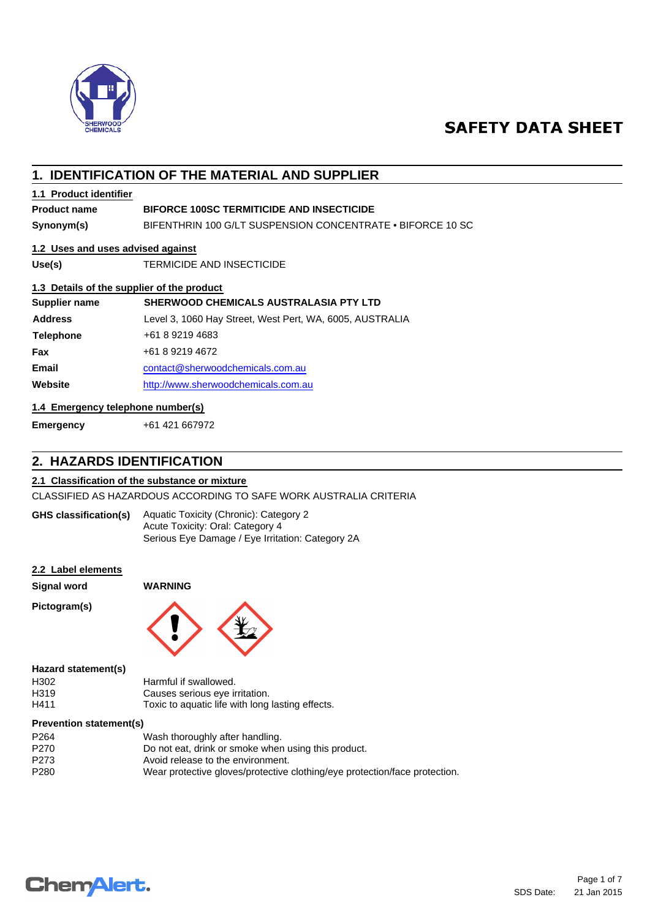# SAFETY DATA SHEET

## 1. IDENTIFICATION OF THE MATERIAL AND SUPPLIER

### 1.1 Product identifier

| | |
|---|---|
| **Product name** | **BIFORCE 100SC TERMITICIDE AND INSECTICIDE** |
| **Synonym(s)** | BIFENTHRIN 100 G/LT SUSPENSION CONCENTRATE • BIFORCE 10 SC |

### 1.2 Uses and uses advised against

| | |
|---|---|
| **Use(s)** | TERMICIDE AND INSECTICIDE |

### 1.3 Details of the supplier of the product

| | |
|---|---|
| **Supplier name** | **SHERWOOD CHEMICALS AUSTRALASIA PTY LTD** |
| **Address** | Level 3, 1060 Hay Street, West Pert, WA, 6005, AUSTRALIA |
| **Telephone** | +61 8 9219 4683 |
| **Fax** | +61 8 9219 4672 |
| **Email** | contact@sherwoodchemicals.com.au |
| **Website** | http://www.sherwoodchemicals.com.au |

### 1.4 Emergency telephone number(s)

| | |
|---|---|
| **Emergency** | +61 421 667972 |

## 2. HAZARDS IDENTIFICATION

### 2.1 Classification of the substance or mixture

CLASSIFIED AS HAZARDOUS ACCORDING TO SAFE WORK AUSTRALIA CRITERIA

**GHS classification(s)**
- Aquatic Toxicity (Chronic): Category 2
- Acute Toxicity: Oral: Category 4
- Serious Eye Damage / Eye Irritation: Category 2A

### 2.2 Label elements

| | |
|---|---|
| **Signal word** | **WARNING** |
| **Pictogram(s)** | |

**Hazard statement(s)**

| | |
|---|---|
| H302 | Harmful if swallowed. |
| H319 | Causes serious eye irritation. |
| H411 | Toxic to aquatic life with long lasting effects. |

**Prevention statement(s)**

| | |
|---|---|
| P264 | Wash thoroughly after handling. |
| P270 | Do not eat, drink or smoke when using this product. |
| P273 | Avoid release to the environment. |
| P280 | Wear protective gloves/protective clothing/eye protection/face protection. |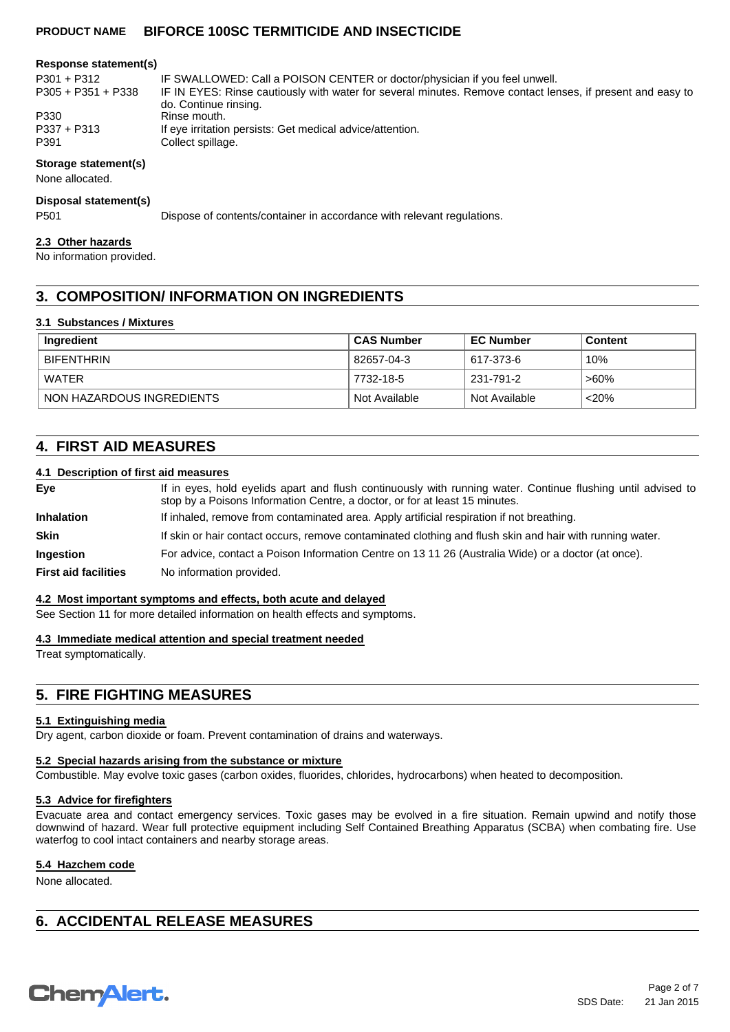#### Response statement(s)

| | |
|---|---|
| P301 + P312 | IF SWALLOWED: Call a POISON CENTER or doctor/physician if you feel unwell. |
| P305 + P351 + P338 | IF IN EYES: Rinse cautiously with water for several minutes. Remove contact lenses, if present and easy to do. Continue rinsing. |
| P330 | Rinse mouth. |
| P337 + P313 | If eye irritation persists: Get medical advice/attention. |
| P391 | Collect spillage. |

#### Storage statement(s)

None allocated.

#### Disposal statement(s)

| | |
|---|---|
| P501 | Dispose of contents/container in accordance with relevant regulations. |

### 2.3 Other hazards

No information provided.

## 3. COMPOSITION/ INFORMATION ON INGREDIENTS

### 3.1 Substances / Mixtures

| Ingredient | CAS Number | EC Number | Content |
|---|---|---|---|
| BIFENTHRIN | 82657-04-3 | 617-373-6 | 10% |
| WATER | 7732-18-5 | 231-791-2 | >60% |
| NON HAZARDOUS INGREDIENTS | Not Available | Not Available | <20% |

## 4. FIRST AID MEASURES

### 4.1 Description of first aid measures

| | |
|---|---|
| **Eye** | If in eyes, hold eyelids apart and flush continuously with running water. Continue flushing until advised to stop by a Poisons Information Centre, a doctor, or for at least 15 minutes. |
| **Inhalation** | If inhaled, remove from contaminated area. Apply artificial respiration if not breathing. |
| **Skin** | If skin or hair contact occurs, remove contaminated clothing and flush skin and hair with running water. |
| **Ingestion** | For advice, contact a Poison Information Centre on 13 11 26 (Australia Wide) or a doctor (at once). |
| **First aid facilities** | No information provided. |

### 4.2 Most important symptoms and effects, both acute and delayed

See Section 11 for more detailed information on health effects and symptoms.

### 4.3 Immediate medical attention and special treatment needed

Treat symptomatically.

## 5. FIRE FIGHTING MEASURES

### 5.1 Extinguishing media

Dry agent, carbon dioxide or foam. Prevent contamination of drains and waterways.

### 5.2 Special hazards arising from the substance or mixture

Combustible. May evolve toxic gases (carbon oxides, fluorides, chlorides, hydrocarbons) when heated to decomposition.

### 5.3 Advice for firefighters

Evacuate area and contact emergency services. Toxic gases may be evolved in a fire situation. Remain upwind and notify those downwind of hazard. Wear full protective equipment including Self Contained Breathing Apparatus (SCBA) when combating fire. Use waterfog to cool intact containers and nearby storage areas.

### 5.4 Hazchem code

None allocated.

## 6. ACCIDENTAL RELEASE MEASURES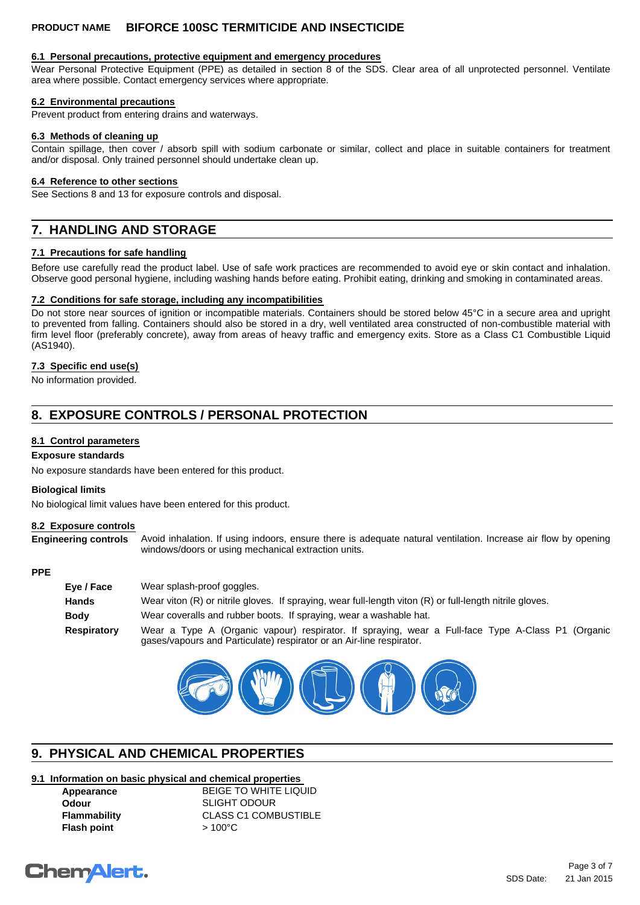#### 6.1 Personal precautions, protective equipment and emergency procedures

Wear Personal Protective Equipment (PPE) as detailed in section 8 of the SDS. Clear area of all unprotected personnel. Ventilate area where possible. Contact emergency services where appropriate.

#### 6.2 Environmental precautions

Prevent product from entering drains and waterways.

#### 6.3 Methods of cleaning up

Contain spillage, then cover / absorb spill with sodium carbonate or similar, collect and place in suitable containers for treatment and/or disposal. Only trained personnel should undertake clean up.

#### 6.4 Reference to other sections

See Sections 8 and 13 for exposure controls and disposal.

## 7. HANDLING AND STORAGE

#### 7.1 Precautions for safe handling

Before use carefully read the product label. Use of safe work practices are recommended to avoid eye or skin contact and inhalation. Observe good personal hygiene, including washing hands before eating. Prohibit eating, drinking and smoking in contaminated areas.

#### 7.2 Conditions for safe storage, including any incompatibilities

Do not store near sources of ignition or incompatible materials. Containers should be stored below 45°C in a secure area and upright to prevented from falling. Containers should also be stored in a dry, well ventilated area constructed of non-combustible material with firm level floor (preferably concrete), away from areas of heavy traffic and emergency exits. Store as a Class C1 Combustible Liquid (AS1940).

#### 7.3 Specific end use(s)

No information provided.

## 8. EXPOSURE CONTROLS / PERSONAL PROTECTION

#### 8.1 Control parameters

**Exposure standards**

No exposure standards have been entered for this product.

**Biological limits**

No biological limit values have been entered for this product.

#### 8.2 Exposure controls

**Engineering controls** Avoid inhalation. If using indoors, ensure there is adequate natural ventilation. Increase air flow by opening windows/doors or using mechanical extraction units.

**PPE**

- **Eye / Face** Wear splash-proof goggles.
- **Hands** Wear viton (R) or nitrile gloves. If spraying, wear full-length viton (R) or full-length nitrile gloves.
- **Body** Wear coveralls and rubber boots. If spraying, wear a washable hat.
- **Respiratory** Wear a Type A (Organic vapour) respirator. If spraying, wear a Full-face Type A-Class P1 (Organic gases/vapours and Particulate) respirator or an Air-line respirator.

## 9. PHYSICAL AND CHEMICAL PROPERTIES

#### 9.1 Information on basic physical and chemical properties

| | |
|---|---|
| **Appearance** | BEIGE TO WHITE LIQUID |
| **Odour** | SLIGHT ODOUR |
| **Flammability** | CLASS C1 COMBUSTIBLE |
| **Flash point** | > 100°C |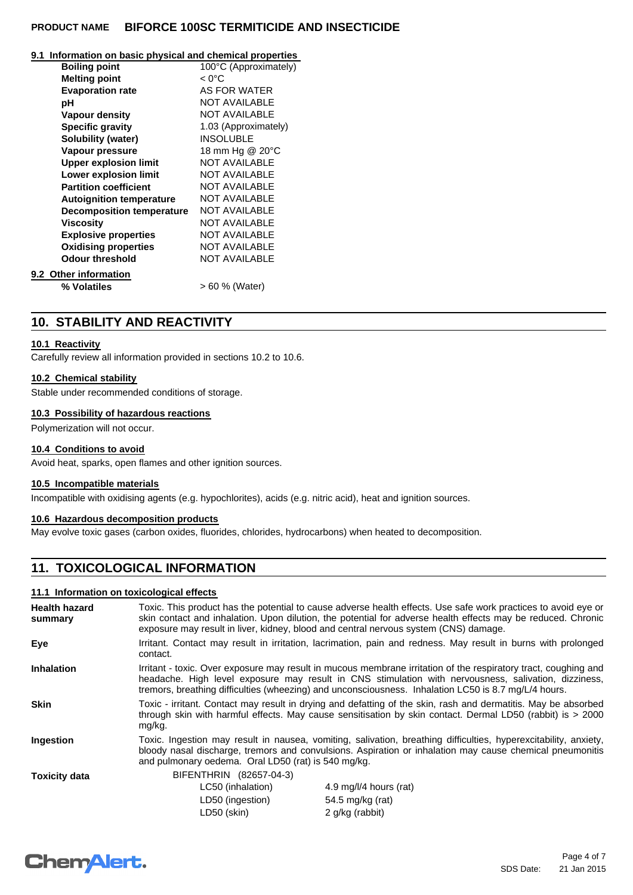### 9.1 Information on basic physical and chemical properties

| | |
|---|---|
| **Boiling point** | 100°C (Approximately) |
| **Melting point** | < 0°C |
| **Evaporation rate** | AS FOR WATER |
| **pH** | NOT AVAILABLE |
| **Vapour density** | NOT AVAILABLE |
| **Specific gravity** | 1.03 (Approximately) |
| **Solubility (water)** | INSOLUBLE |
| **Vapour pressure** | 18 mm Hg @ 20°C |
| **Upper explosion limit** | NOT AVAILABLE |
| **Lower explosion limit** | NOT AVAILABLE |
| **Partition coefficient** | NOT AVAILABLE |
| **Autoignition temperature** | NOT AVAILABLE |
| **Decomposition temperature** | NOT AVAILABLE |
| **Viscosity** | NOT AVAILABLE |
| **Explosive properties** | NOT AVAILABLE |
| **Oxidising properties** | NOT AVAILABLE |
| **Odour threshold** | NOT AVAILABLE |

### 9.2 Other information

| | |
|---|---|
| **% Volatiles** | > 60 % (Water) |

## 10. STABILITY AND REACTIVITY

### 10.1 Reactivity

Carefully review all information provided in sections 10.2 to 10.6.

### 10.2 Chemical stability

Stable under recommended conditions of storage.

### 10.3 Possibility of hazardous reactions

Polymerization will not occur.

### 10.4 Conditions to avoid

Avoid heat, sparks, open flames and other ignition sources.

### 10.5 Incompatible materials

Incompatible with oxidising agents (e.g. hypochlorites), acids (e.g. nitric acid), heat and ignition sources.

### 10.6 Hazardous decomposition products

May evolve toxic gases (carbon oxides, fluorides, chlorides, hydrocarbons) when heated to decomposition.

## 11. TOXICOLOGICAL INFORMATION

### 11.1 Information on toxicological effects

**Health hazard summary**: Toxic. This product has the potential to cause adverse health effects. Use safe work practices to avoid eye or skin contact and inhalation. Upon dilution, the potential for adverse health effects may be reduced. Chronic exposure may result in liver, kidney, blood and central nervous system (CNS) damage.

**Eye**: Irritant. Contact may result in irritation, lacrimation, pain and redness. May result in burns with prolonged contact.

**Inhalation**: Irritant - toxic. Over exposure may result in mucous membrane irritation of the respiratory tract, coughing and headache. High level exposure may result in CNS stimulation with nervousness, salivation, dizziness, tremors, breathing difficulties (wheezing) and unconsciousness. Inhalation LC50 is 8.7 mg/L/4 hours.

**Skin**: Toxic - irritant. Contact may result in drying and defatting of the skin, rash and dermatitis. May be absorbed through skin with harmful effects. May cause sensitisation by skin contact. Dermal LD50 (rabbit) is > 2000 mg/kg.

**Ingestion**: Toxic. Ingestion may result in nausea, vomiting, salivation, breathing difficulties, hyperexcitability, anxiety, bloody nasal discharge, tremors and convulsions. Aspiration or inhalation may cause chemical pneumonitis and pulmonary oedema. Oral LD50 (rat) is 540 mg/kg.

**Toxicity data**: BIFENTHRIN (82657-04-3)

| | |
|---|---|
| LC50 (inhalation) | 4.9 mg/l/4 hours (rat) |
| LD50 (ingestion) | 54.5 mg/kg (rat) |
| LD50 (skin) | 2 g/kg (rabbit) |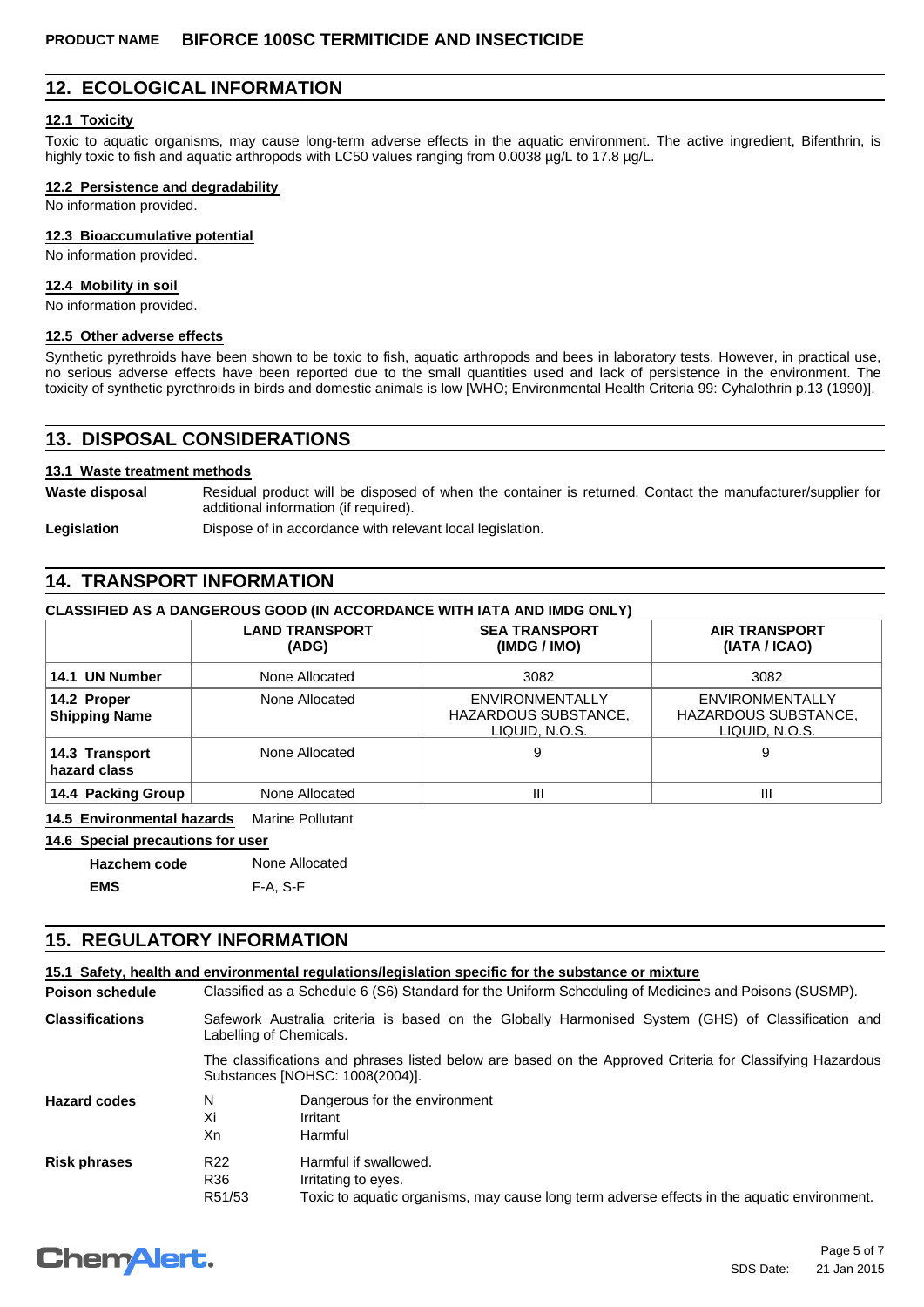## 12. ECOLOGICAL INFORMATION

### 12.1 Toxicity

Toxic to aquatic organisms, may cause long-term adverse effects in the aquatic environment. The active ingredient, Bifenthrin, is highly toxic to fish and aquatic arthropods with LC50 values ranging from 0.0038 µg/L to 17.8 µg/L.

### 12.2 Persistence and degradability

No information provided.

### 12.3 Bioaccumulative potential

No information provided.

### 12.4 Mobility in soil

No information provided.

### 12.5 Other adverse effects

Synthetic pyrethroids have been shown to be toxic to fish, aquatic arthropods and bees in laboratory tests. However, in practical use, no serious adverse effects have been reported due to the small quantities used and lack of persistence in the environment. The toxicity of synthetic pyrethroids in birds and domestic animals is low [WHO; Environmental Health Criteria 99: Cyhalothrin p.13 (1990)].

## 13. DISPOSAL CONSIDERATIONS

### 13.1 Waste treatment methods

**Waste disposal** Residual product will be disposed of when the container is returned. Contact the manufacturer/supplier for additional information (if required).

**Legislation** Dispose of in accordance with relevant local legislation.

## 14. TRANSPORT INFORMATION

**CLASSIFIED AS A DANGEROUS GOOD (IN ACCORDANCE WITH IATA AND IMDG ONLY)**

| | LAND TRANSPORT (ADG) | SEA TRANSPORT (IMDG / IMO) | AIR TRANSPORT (IATA / ICAO) |
|---|---|---|---|
| 14.1 UN Number | None Allocated | 3082 | 3082 |
| 14.2 Proper Shipping Name | None Allocated | ENVIRONMENTALLY HAZARDOUS SUBSTANCE, LIQUID, N.O.S. | ENVIRONMENTALLY HAZARDOUS SUBSTANCE, LIQUID, N.O.S. |
| 14.3 Transport hazard class | None Allocated | 9 | 9 |
| 14.4 Packing Group | None Allocated | III | III |

**14.5 Environmental hazards** Marine Pollutant

**14.6 Special precautions for user**

**Hazchem code** None Allocated

**EMS** F-A, S-F

## 15. REGULATORY INFORMATION

### 15.1 Safety, health and environmental regulations/legislation specific for the substance or mixture

**Poison schedule** Classified as a Schedule 6 (S6) Standard for the Uniform Scheduling of Medicines and Poisons (SUSMP).

**Classifications** Safework Australia criteria is based on the Globally Harmonised System (GHS) of Classification and Labelling of Chemicals.

The classifications and phrases listed below are based on the Approved Criteria for Classifying Hazardous Substances [NOHSC: 1008(2004)].

**Hazard codes**

- N — Dangerous for the environment
- Xi — Irritant
- Xn — Harmful

**Risk phrases**

- R22 — Harmful if swallowed.
- R36 — Irritating to eyes.
- R51/53 — Toxic to aquatic organisms, may cause long term adverse effects in the aquatic environment.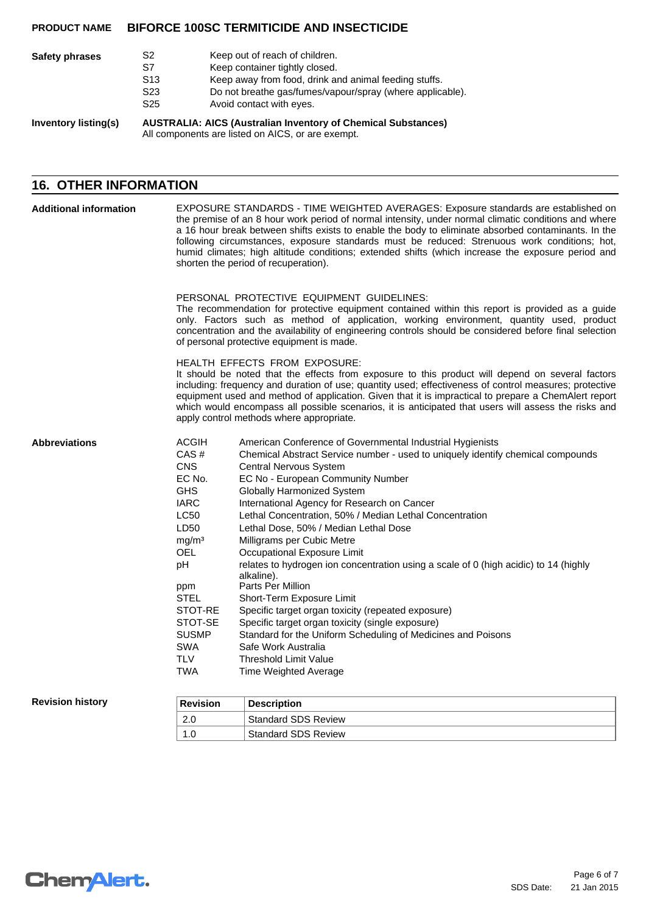**Safety phrases**

| | |
|---|---|
| S2 | Keep out of reach of children. |
| S7 | Keep container tightly closed. |
| S13 | Keep away from food, drink and animal feeding stuffs. |
| S23 | Do not breathe gas/fumes/vapour/spray (where applicable). |
| S25 | Avoid contact with eyes. |

**Inventory listing(s)**

**AUSTRALIA: AICS (Australian Inventory of Chemical Substances)**
All components are listed on AICS, or are exempt.

## 16. OTHER INFORMATION

**Additional information**

EXPOSURE STANDARDS - TIME WEIGHTED AVERAGES: Exposure standards are established on the premise of an 8 hour work period of normal intensity, under normal climatic conditions and where a 16 hour break between shifts exists to enable the body to eliminate absorbed contaminants. In the following circumstances, exposure standards must be reduced: Strenuous work conditions; hot, humid climates; high altitude conditions; extended shifts (which increase the exposure period and shorten the period of recuperation).

PERSONAL PROTECTIVE EQUIPMENT GUIDELINES:
The recommendation for protective equipment contained within this report is provided as a guide only. Factors such as method of application, working environment, quantity used, product concentration and the availability of engineering controls should be considered before final selection of personal protective equipment is made.

HEALTH EFFECTS FROM EXPOSURE:
It should be noted that the effects from exposure to this product will depend on several factors including: frequency and duration of use; quantity used; effectiveness of control measures; protective equipment used and method of application. Given that it is impractical to prepare a ChemAlert report which would encompass all possible scenarios, it is anticipated that users will assess the risks and apply control methods where appropriate.

**Abbreviations**

| | |
|---|---|
| ACGIH | American Conference of Governmental Industrial Hygienists |
| CAS # | Chemical Abstract Service number - used to uniquely identify chemical compounds |
| CNS | Central Nervous System |
| EC No. | EC No - European Community Number |
| GHS | Globally Harmonized System |
| IARC | International Agency for Research on Cancer |
| LC50 | Lethal Concentration, 50% / Median Lethal Concentration |
| LD50 | Lethal Dose, 50% / Median Lethal Dose |
| mg/m³ | Milligrams per Cubic Metre |
| OEL | Occupational Exposure Limit |
| pH | relates to hydrogen ion concentration using a scale of 0 (high acidic) to 14 (highly alkaline). |
| ppm | Parts Per Million |
| STEL | Short-Term Exposure Limit |
| STOT-RE | Specific target organ toxicity (repeated exposure) |
| STOT-SE | Specific target organ toxicity (single exposure) |
| SUSMP | Standard for the Uniform Scheduling of Medicines and Poisons |
| SWA | Safe Work Australia |
| TLV | Threshold Limit Value |
| TWA | Time Weighted Average |

**Revision history**

| Revision | Description |
|---|---|
| 2.0 | Standard SDS Review |
| 1.0 | Standard SDS Review |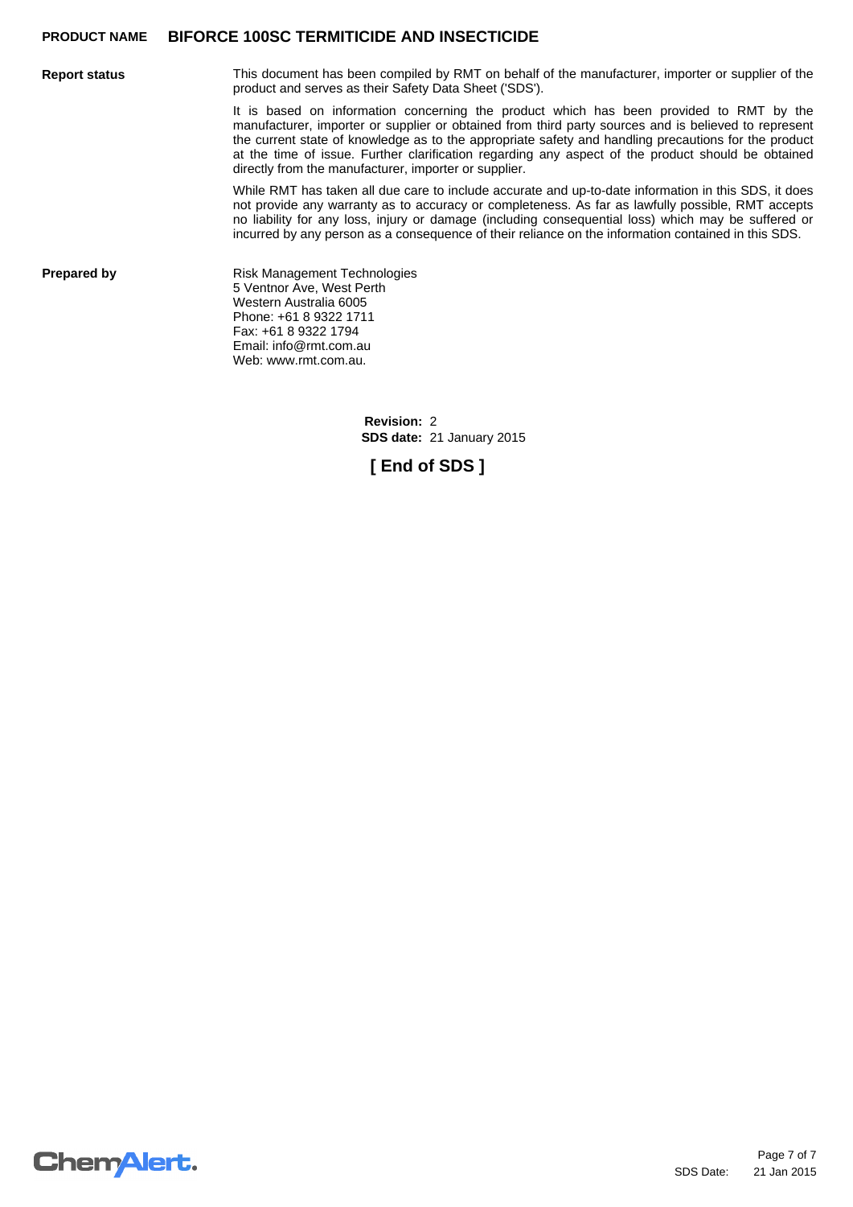**Report status**

This document has been compiled by RMT on behalf of the manufacturer, importer or supplier of the product and serves as their Safety Data Sheet ('SDS').

It is based on information concerning the product which has been provided to RMT by the manufacturer, importer or supplier or obtained from third party sources and is believed to represent the current state of knowledge as to the appropriate safety and handling precautions for the product at the time of issue. Further clarification regarding any aspect of the product should be obtained directly from the manufacturer, importer or supplier.

While RMT has taken all due care to include accurate and up-to-date information in this SDS, it does not provide any warranty as to accuracy or completeness. As far as lawfully possible, RMT accepts no liability for any loss, injury or damage (including consequential loss) which may be suffered or incurred by any person as a consequence of their reliance on the information contained in this SDS.

**Prepared by**

Risk Management Technologies
5 Ventnor Ave, West Perth
Western Australia 6005
Phone: +61 8 9322 1711
Fax: +61 8 9322 1794
Email: info@rmt.com.au
Web: www.rmt.com.au.

**Revision:** 2
**SDS date:** 21 January 2015

**[ End of SDS ]**